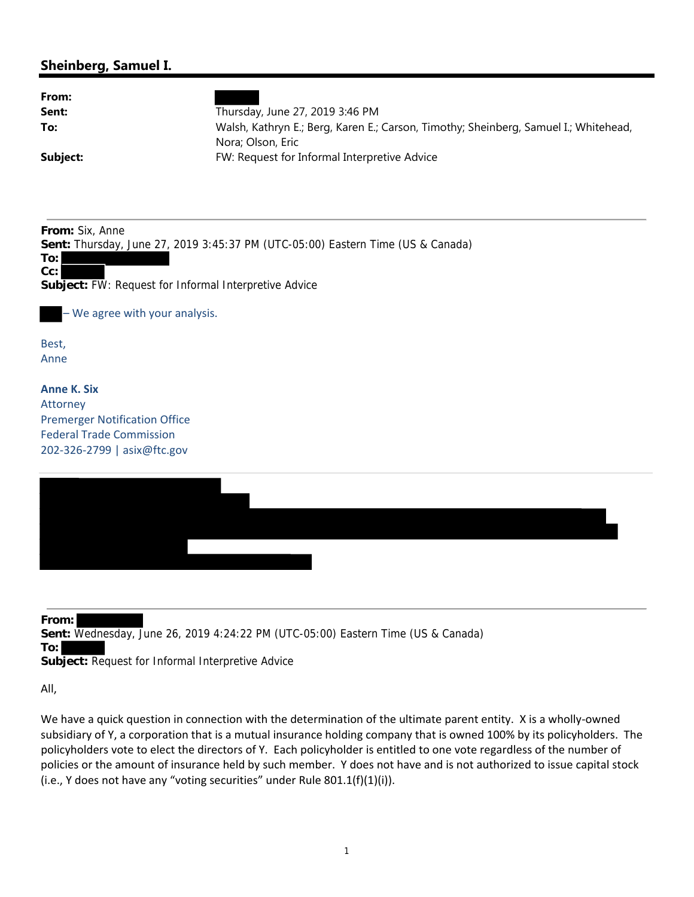## Sheinberg, Samuel I.

**From:**
**Sent:** Thursday, June 27, 2019 3:46 PM
**To:** Walsh, Kathryn E.; Berg, Karen E.; Carson, Timothy; Sheinberg, Samuel I.; Whitehead, Nora; Olson, Eric
**Subject:** FW: Request for Informal Interpretive Advice

---

**From:** Six, Anne
**Sent:** Thursday, June 27, 2019 3:45:37 PM (UTC-05:00) Eastern Time (US & Canada)
**To:**
**Cc:**
**Subject:** FW: Request for Informal Interpretive Advice

– We agree with your analysis.

Best,
Anne

**Anne K. Six**
Attorney
Premerger Notification Office
Federal Trade Commission
202-326-2799 | asix@ftc.gov

---

**From:**
**Sent:** Wednesday, June 26, 2019 4:24:22 PM (UTC-05:00) Eastern Time (US & Canada)
**To:**
**Subject:** Request for Informal Interpretive Advice

All,

We have a quick question in connection with the determination of the ultimate parent entity. X is a wholly-owned subsidiary of Y, a corporation that is a mutual insurance holding company that is owned 100% by its policyholders. The policyholders vote to elect the directors of Y. Each policyholder is entitled to one vote regardless of the number of policies or the amount of insurance held by such member. Y does not have and is not authorized to issue capital stock (i.e., Y does not have any "voting securities" under Rule 801.1(f)(1)(i)).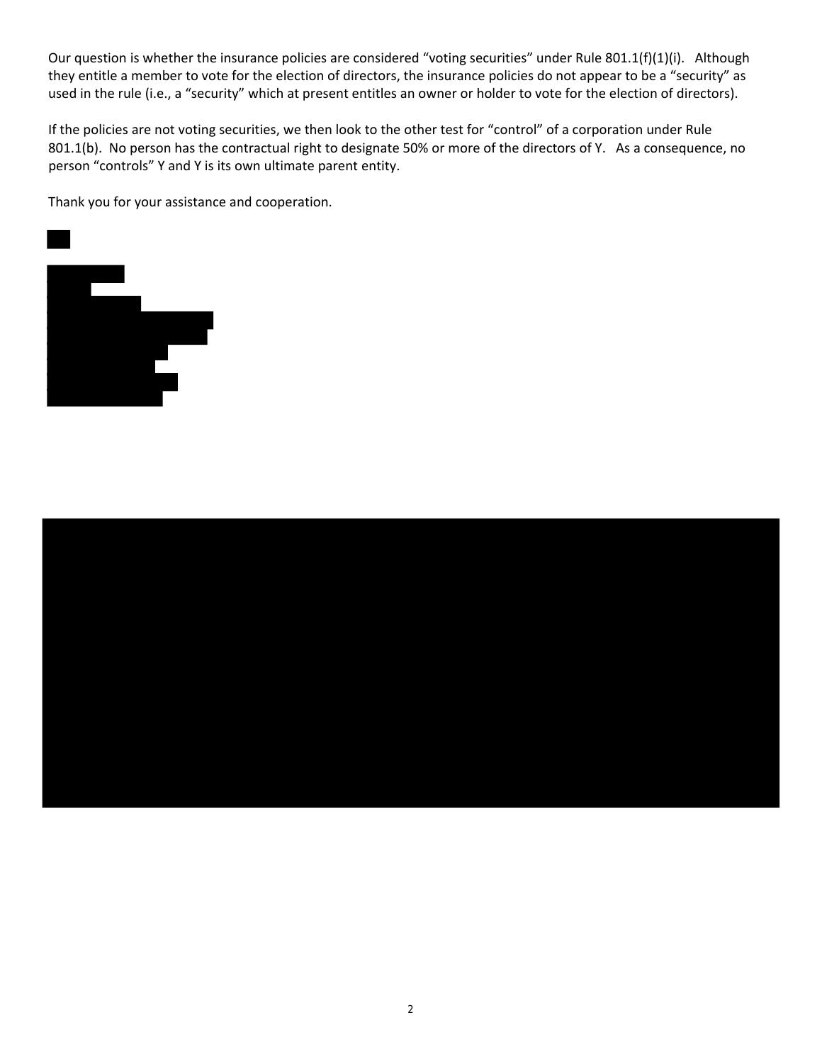Our question is whether the insurance policies are considered "voting securities" under Rule 801.1(f)(1)(i). Although they entitle a member to vote for the election of directors, the insurance policies do not appear to be a "security" as used in the rule (i.e., a "security" which at present entitles an owner or holder to vote for the election of directors).

If the policies are not voting securities, we then look to the other test for "control" of a corporation under Rule 801.1(b). No person has the contractual right to designate 50% or more of the directors of Y. As a consequence, no person "controls" Y and Y is its own ultimate parent entity.

Thank you for your assistance and cooperation.